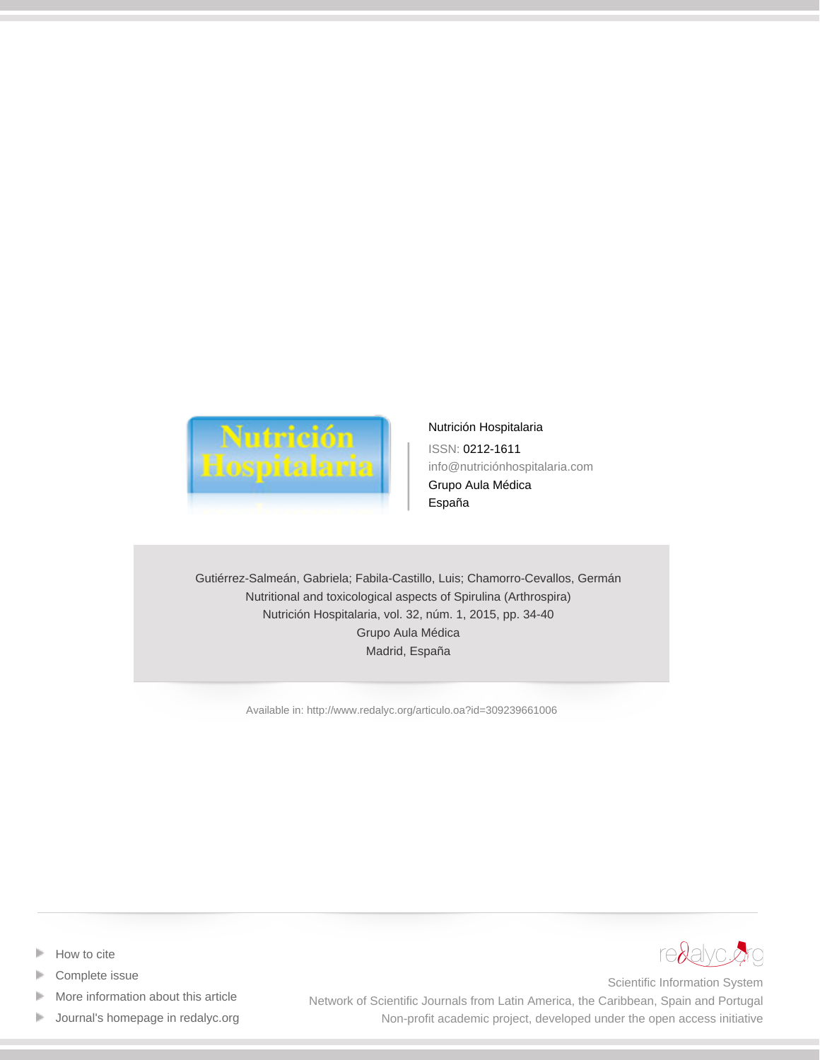Nutrición Hospitalaria

ISSN: 0212-1611

info@nutriciónhospitalaria.com

Grupo Aula Médica

España

Gutiérrez-Salmeán, Gabriela; Fabila-Castillo, Luis; Chamorro-Cevallos, Germán

Nutritional and toxicological aspects of Spirulina (Arthrospira)

Nutrición Hospitalaria, vol. 32, núm. 1, 2015, pp. 34-40

Grupo Aula Médica

Madrid, España

Available in: http://www.redalyc.org/articulo.oa?id=309239661006

- How to cite
- Complete issue
- More information about this article
- Journal's homepage in redalyc.org

redalyc.org

Scientific Information System

Network of Scientific Journals from Latin America, the Caribbean, Spain and Portugal

Non-profit academic project, developed under the open access initiative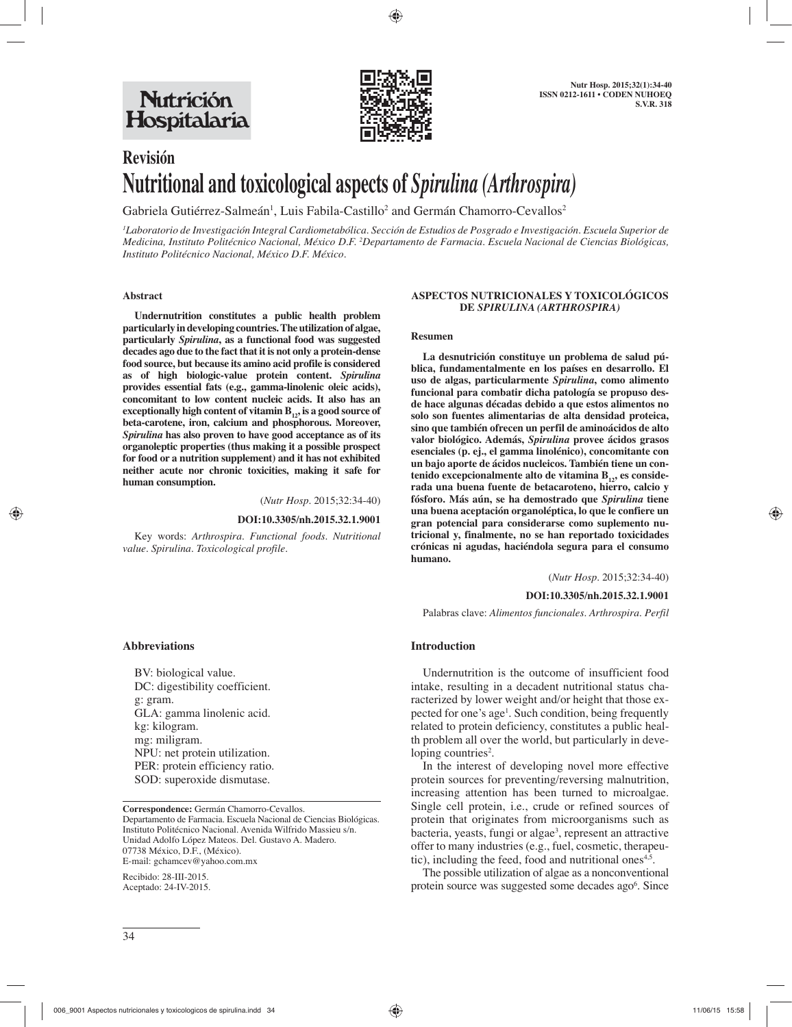# Revisión

# Nutritional and toxicological aspects of *Spirulina (Arthrospira)*

Gabriela Gutiérrez-Salmeán[1], Luis Fabila-Castillo[2] and Germán Chamorro-Cevallos[2]

[1]*Laboratorio de Investigación Integral Cardiometabólica. Sección de Estudios de Posgrado e Investigación. Escuela Superior de Medicina, Instituto Politécnico Nacional, México D.F.* [2]*Departamento de Farmacia. Escuela Nacional de Ciencias Biológicas, Instituto Politécnico Nacional, México D.F. México.*

### Abstract

**Undernutrition constitutes a public health problem particularly in developing countries. The utilization of algae, particularly *Spirulina*, as a functional food was suggested decades ago due to the fact that it is not only a protein-dense food source, but because its amino acid profile is considered as of high biologic-value protein content. *Spirulina* provides essential fats (e.g., gamma-linolenic oleic acids), concomitant to low content nucleic acids. It also has an exceptionally high content of vitamin $B_{12}$, is a good source of beta-carotene, iron, calcium and phosphorous. Moreover, *Spirulina* has also proven to have good acceptance as of its organoleptic properties (thus making it a possible prospect for food or a nutrition supplement) and it has not exhibited neither acute nor chronic toxicities, making it safe for human consumption.**

(*Nutr Hosp.* 2015;32:34-40)

**DOI:10.3305/nh.2015.32.1.9001**

Key words: *Arthrospira. Functional foods. Nutritional value. Spirulina. Toxicological profile.*

### ASPECTOS NUTRICIONALES Y TOXICOLÓGICOS DE *SPIRULINA (ARTHROSPIRA)*

#### Resumen

**La desnutrición constituye un problema de salud pública, fundamentalmente en los países en desarrollo. El uso de algas, particularmente *Spirulina*, como alimento funcional para combatir dicha patología se propuso desde hace algunas décadas debido a que estos alimentos no solo son fuentes alimentarias de alta densidad proteica, sino que también ofrecen un perfil de aminoácidos de alto valor biológico. Además, *Spirulina* provee ácidos grasos esenciales (p. ej., el gamma linolénico), concomitante con un bajo aporte de ácidos nucleicos. También tiene un contenido excepcionalmente alto de vitamina $B_{12}$, es considerada una buena fuente de betacaroteno, hierro, calcio y fósforo. Más aún, se ha demostrado que *Spirulina* tiene una buena aceptación organoléptica, lo que le confiere un gran potencial para considerarse como suplemento nutricional y, finalmente, no se han reportado toxicidades crónicas ni agudas, haciéndola segura para el consumo humano.**

(*Nutr Hosp.* 2015;32:34-40)

**DOI:10.3305/nh.2015.32.1.9001**

Palabras clave: *Alimentos funcionales. Arthrospira. Perfil*

### Abbreviations

BV: biological value.
DC: digestibility coefficient.
g: gram.
GLA: gamma linolenic acid.
kg: kilogram.
mg: miligram.
NPU: net protein utilization.
PER: protein efficiency ratio.
SOD: superoxide dismutase.

**Correspondence:** Germán Chamorro-Cevallos.
Departamento de Farmacia. Escuela Nacional de Ciencias Biológicas.
Instituto Politécnico Nacional. Avenida Wilfrido Massieu s/n.
Unidad Adolfo López Mateos. Del. Gustavo A. Madero.
07738 México, D.F., (México).
E-mail: gchamcev@yahoo.com.mx

Recibido: 28-III-2015.
Aceptado: 24-IV-2015.

### Introduction

Undernutrition is the outcome of insufficient food intake, resulting in a decadent nutritional status characterized by lower weight and/or height that those expected for one's age[1]. Such condition, being frequently related to protein deficiency, constitutes a public health problem all over the world, but particularly in developing countries[2].

In the interest of developing novel more effective protein sources for preventing/reversing malnutrition, increasing attention has been turned to microalgae. Single cell protein, i.e., crude or refined sources of protein that originates from microorganisms such as bacteria, yeasts, fungi or algae[3], represent an attractive offer to many industries (e.g., fuel, cosmetic, therapeutic), including the feed, food and nutritional ones[4,5].

The possible utilization of algae as a nonconventional protein source was suggested some decades ago[6]. Since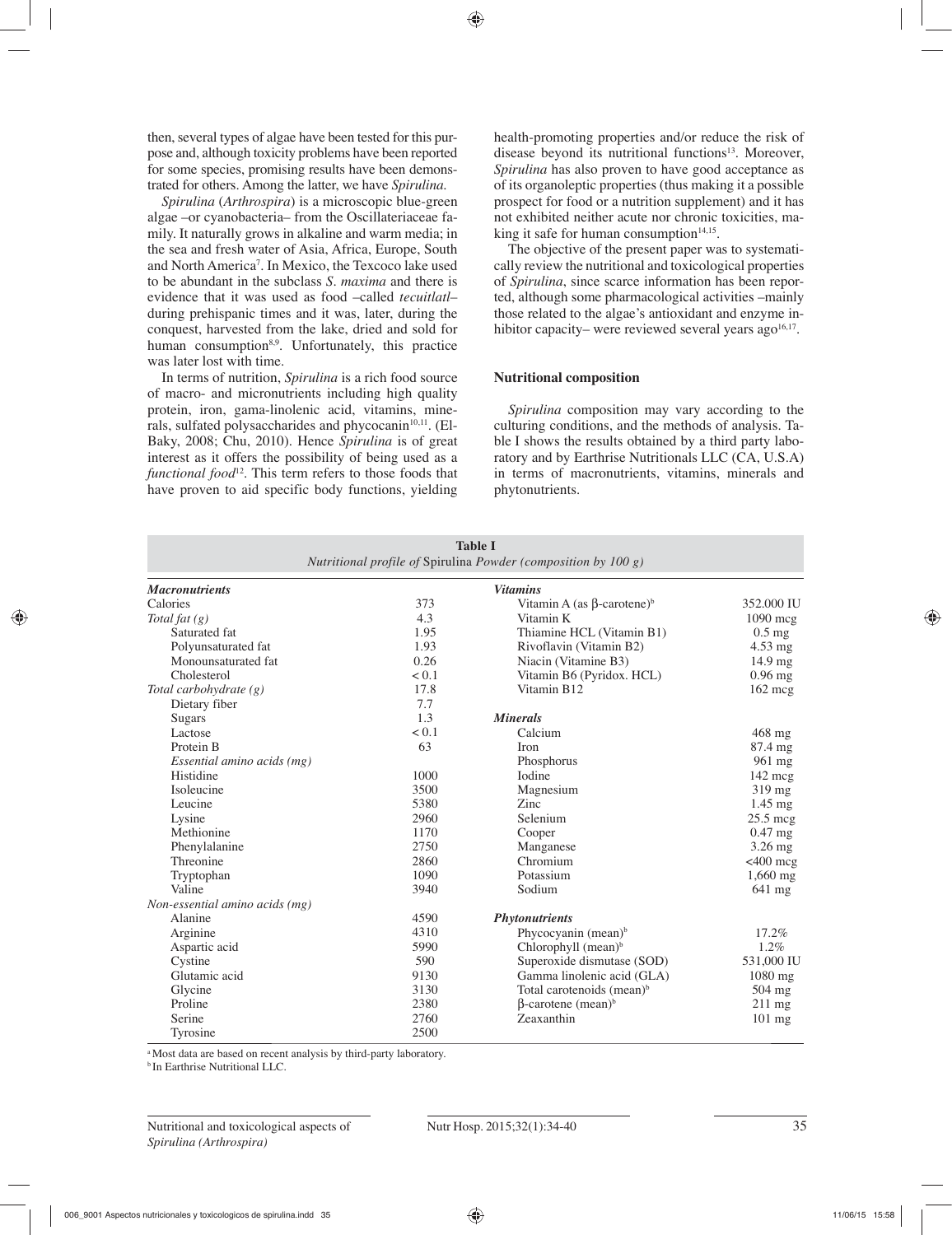then, several types of algae have been tested for this purpose and, although toxicity problems have been reported for some species, promising results have been demonstrated for others. Among the latter, we have *Spirulina.*

*Spirulina* (*Arthrospira*) is a microscopic blue-green algae –or cyanobacteria– from the Oscillateriaceae family. It naturally grows in alkaline and warm media; in the sea and fresh water of Asia, Africa, Europe, South and North America[7]. In Mexico, the Texcoco lake used to be abundant in the subclass *S. maxima* and there is evidence that it was used as food –called *tecuitlatl*– during prehispanic times and it was, later, during the conquest, harvested from the lake, dried and sold for human consumption[8,9]. Unfortunately, this practice was later lost with time.

In terms of nutrition, *Spirulina* is a rich food source of macro- and micronutrients including high quality protein, iron, gama-linolenic acid, vitamins, minerals, sulfated polysaccharides and phycocanin[10,11]. (El-Baky, 2008; Chu, 2010). Hence *Spirulina* is of great interest as it offers the possibility of being used as a *functional food*[12]. This term refers to those foods that have proven to aid specific body functions, yielding health-promoting properties and/or reduce the risk of disease beyond its nutritional functions[13]. Moreover, *Spirulina* has also proven to have good acceptance as of its organoleptic properties (thus making it a possible prospect for food or a nutrition supplement) and it has not exhibited neither acute nor chronic toxicities, making it safe for human consumption[14,15].

The objective of the present paper was to systematically review the nutritional and toxicological properties of *Spirulina*, since scarce information has been reported, although some pharmacological activities –mainly those related to the algae's antioxidant and enzyme inhibitor capacity– were reviewed several years ago[16,17].

## Nutritional composition

*Spirulina* composition may vary according to the culturing conditions, and the methods of analysis. Table I shows the results obtained by a third party laboratory and by Earthrise Nutritionals LLC (CA, U.S.A) in terms of macronutrients, vitamins, minerals and phytonutrients.

**Table I**
*Nutritional profile of Spirulina Powder (composition by 100 g)*

| ***Macronutrients*** | | ***Vitamins*** | |
|---|---|---|---|
| Calories | 373 | Vitamin A (as β-carotene)[b] | 352.000 IU |
| *Total fat (g)* | 4.3 | Vitamin K | 1090 mcg |
| Saturated fat | 1.95 | Thiamine HCL (Vitamin B1) | 0.5 mg |
| Polyunsaturated fat | 1.93 | Rivoflavin (Vitamin B2) | 4.53 mg |
| Monounsaturated fat | 0.26 | Niacin (Vitamine B3) | 14.9 mg |
| Cholesterol | < 0.1 | Vitamin B6 (Pyridox. HCL) | 0.96 mg |
| *Total carbohydrate (g)* | 17.8 | Vitamin B12 | 162 mcg |
| Dietary fiber | 7.7 | | |
| Sugars | 1.3 | ***Minerals*** | |
| Lactose | < 0.1 | Calcium | 468 mg |
| Protein B | 63 | Iron | 87.4 mg |
| *Essential amino acids (mg)* | | Phosphorus | 961 mg |
| Histidine | 1000 | Iodine | 142 mcg |
| Isoleucine | 3500 | Magnesium | 319 mg |
| Leucine | 5380 | Zinc | 1.45 mg |
| Lysine | 2960 | Selenium | 25.5 mcg |
| Methionine | 1170 | Cooper | 0.47 mg |
| Phenylalanine | 2750 | Manganese | 3.26 mg |
| Threonine | 2860 | Chromium | <400 mcg |
| Tryptophan | 1090 | Potassium | 1,660 mg |
| Valine | 3940 | Sodium | 641 mg |
| *Non-essential amino acids (mg)* | | | |
| Alanine | 4590 | ***Phytonutrients*** | |
| Arginine | 4310 | Phycocyanin (mean)[b] | 17.2% |
| Aspartic acid | 5990 | Chlorophyll (mean)[b] | 1.2% |
| Cystine | 590 | Superoxide dismutase (SOD) | 531,000 IU |
| Glutamic acid | 9130 | Gamma linolenic acid (GLA) | 1080 mg |
| Glycine | 3130 | Total carotenoids (mean)[b] | 504 mg |
| Proline | 2380 | β-carotene (mean)[b] | 211 mg |
| Serine | 2760 | Zeaxanthin | 101 mg |
| Tyrosine | 2500 | | |

[a] Most data are based on recent analysis by third-party laboratory.
[b] In Earthrise Nutritional LLC.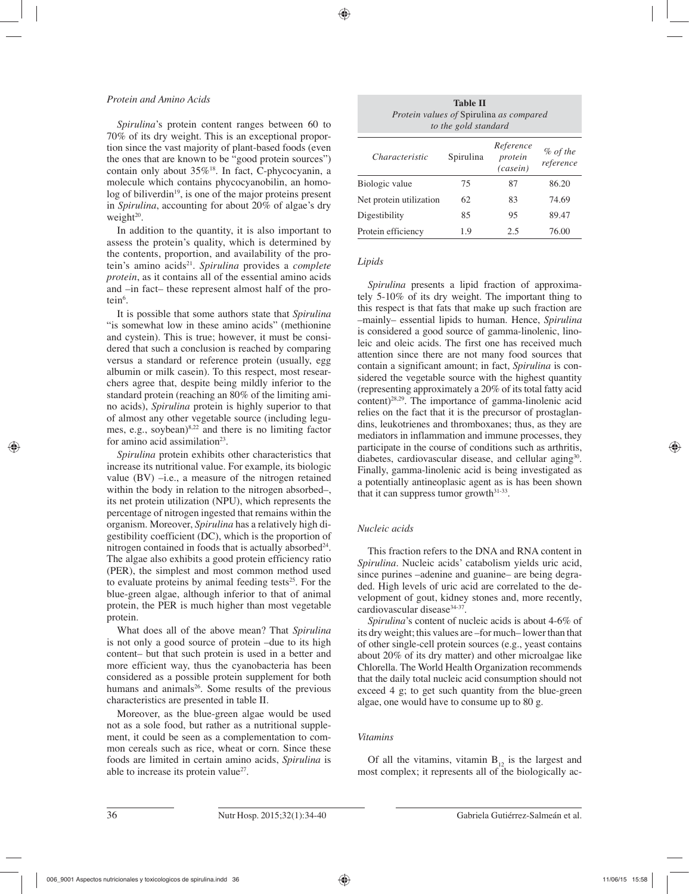### *Protein and Amino Acids*

*Spirulina*'s protein content ranges between 60 to 70% of its dry weight. This is an exceptional proportion since the vast majority of plant-based foods (even the ones that are known to be "good protein sources") contain only about 35%[18]. In fact, C-phycocyanin, a molecule which contains phycocyanobilin, an homolog of biliverdin[19], is one of the major proteins present in *Spirulina*, accounting for about 20% of algae's dry weight[20].

In addition to the quantity, it is also important to assess the protein's quality, which is determined by the contents, proportion, and availability of the protein's amino acids[21]. *Spirulina* provides a *complete protein*, as it contains all of the essential amino acids and –in fact– these represent almost half of the protein[6].

It is possible that some authors state that *Spirulina* "is somewhat low in these amino acids" (methionine and cystein). This is true; however, it must be considered that such a conclusion is reached by comparing versus a standard or reference protein (usually, egg albumin or milk casein). To this respect, most researchers agree that, despite being mildly inferior to the standard protein (reaching an 80% of the limiting amino acids), *Spirulina* protein is highly superior to that of almost any other vegetable source (including legumes, e.g., soybean)[8,22] and there is no limiting factor for amino acid assimilation[23].

*Spirulina* protein exhibits other characteristics that increase its nutritional value. For example, its biologic value (BV) –i.e., a measure of the nitrogen retained within the body in relation to the nitrogen absorbed–, its net protein utilization (NPU), which represents the percentage of nitrogen ingested that remains within the organism. Moreover, *Spirulina* has a relatively high digestibility coefficient (DC), which is the proportion of nitrogen contained in foods that is actually absorbed[24]. The algae also exhibits a good protein efficiency ratio (PER), the simplest and most common method used to evaluate proteins by animal feeding tests[25]. For the blue-green algae, although inferior to that of animal protein, the PER is much higher than most vegetable protein.

What does all of the above mean? That *Spirulina* is not only a good source of protein –due to its high content– but that such protein is used in a better and more efficient way, thus the cyanobacteria has been considered as a possible protein supplement for both humans and animals[26]. Some results of the previous characteristics are presented in table II.

Moreover, as the blue-green algae would be used not as a sole food, but rather as a nutritional supplement, it could be seen as a complementation to common cereals such as rice, wheat or corn. Since these foods are limited in certain amino acids, *Spirulina* is able to increase its protein value[27].

**Table II**
*Protein values of* Spirulina *as compared to the gold standard*

| *Characteristic* | Spirulina | *Reference protein (casein)* | *% of the reference* |
|---|---|---|---|
| Biologic value | 75 | 87 | 86.20 |
| Net protein utilization | 62 | 83 | 74.69 |
| Digestibility | 85 | 95 | 89.47 |
| Protein efficiency | 1.9 | 2.5 | 76.00 |

### *Lipids*

*Spirulina* presents a lipid fraction of approximately 5-10% of its dry weight. The important thing to this respect is that fats that make up such fraction are –mainly– essential lipids to human. Hence, *Spirulina* is considered a good source of gamma-linolenic, linoleic and oleic acids. The first one has received much attention since there are not many food sources that contain a significant amount; in fact, *Spirulina* is considered the vegetable source with the highest quantity (representing approximately a 20% of its total fatty acid content)[28,29]. The importance of gamma-linolenic acid relies on the fact that it is the precursor of prostaglandins, leukotrienes and thromboxanes; thus, as they are mediators in inflammation and immune processes, they participate in the course of conditions such as arthritis, diabetes, cardiovascular disease, and cellular aging[30]. Finally, gamma-linolenic acid is being investigated as a potentially antineoplasic agent as is has been shown that it can suppress tumor growth[31-33].

### *Nucleic acids*

This fraction refers to the DNA and RNA content in *Spirulina*. Nucleic acids' catabolism yields uric acid, since purines –adenine and guanine– are being degraded. High levels of uric acid are correlated to the development of gout, kidney stones and, more recently, cardiovascular disease[34-37].

*Spirulina*'s content of nucleic acids is about 4-6% of its dry weight; this values are –for much– lower than that of other single-cell protein sources (e.g., yeast contains about 20% of its dry matter) and other microalgae like Chlorella. The World Health Organization recommends that the daily total nucleic acid consumption should not exceed 4 g; to get such quantity from the blue-green algae, one would have to consume up to 80 g.

### *Vitamins*

Of all the vitamins, vitamin $B_{12}$ is the largest and most complex; it represents all of the biologically ac-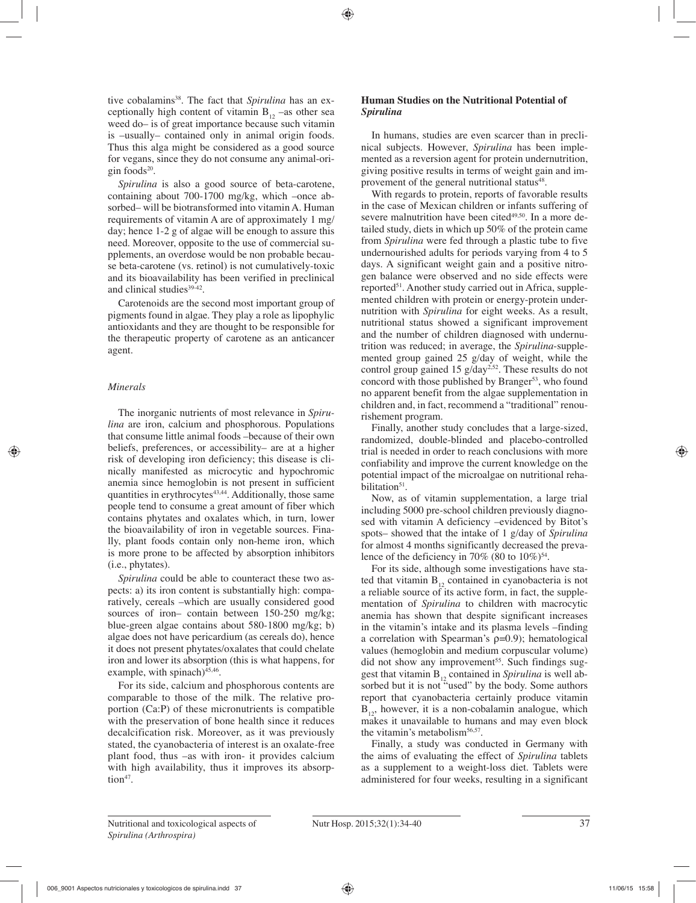tive cobalamins[38]. The fact that *Spirulina* has an exceptionally high content of vitamin $B_{12}$ –as other sea weed do– is of great importance because such vitamin is –usually– contained only in animal origin foods. Thus this alga might be considered as a good source for vegans, since they do not consume any animal-origin foods[20].

*Spirulina* is also a good source of beta-carotene, containing about 700-1700 mg/kg, which –once absorbed– will be biotransformed into vitamin A. Human requirements of vitamin A are of approximately 1 mg/day; hence 1-2 g of algae will be enough to assure this need. Moreover, opposite to the use of commercial supplements, an overdose would be non probable because beta-carotene (vs. retinol) is not cumulatively-toxic and its bioavailability has been verified in preclinical and clinical studies[39-42].

Carotenoids are the second most important group of pigments found in algae. They play a role as lipophylic antioxidants and they are thought to be responsible for the therapeutic property of carotene as an anticancer agent.

### *Minerals*

The inorganic nutrients of most relevance in *Spirulina* are iron, calcium and phosphorous. Populations that consume little animal foods –because of their own beliefs, preferences, or accessibility– are at a higher risk of developing iron deficiency; this disease is clinically manifested as microcytic and hypochromic anemia since hemoglobin is not present in sufficient quantities in erythrocytes[43,44]. Additionally, those same people tend to consume a great amount of fiber which contains phytates and oxalates which, in turn, lower the bioavailability of iron in vegetable sources. Finally, plant foods contain only non-heme iron, which is more prone to be affected by absorption inhibitors (i.e., phytates).

*Spirulina* could be able to counteract these two aspects: a) its iron content is substantially high: comparatively, cereals –which are usually considered good sources of iron– contain between 150-250 mg/kg; blue-green algae contains about 580-1800 mg/kg; b) algae does not have pericardium (as cereals do), hence it does not present phytates/oxalates that could chelate iron and lower its absorption (this is what happens, for example, with spinach)[45,46].

For its side, calcium and phosphorous contents are comparable to those of the milk. The relative proportion (Ca:P) of these micronutrients is compatible with the preservation of bone health since it reduces decalcification risk. Moreover, as it was previously stated, the cyanobacteria of interest is an oxalate-free plant food, thus –as with iron- it provides calcium with high availability, thus it improves its absorption[47].

## Human Studies on the Nutritional Potential of *Spirulina*

In humans, studies are even scarcer than in preclinical subjects. However, *Spirulina* has been implemented as a reversion agent for protein undernutrition, giving positive results in terms of weight gain and improvement of the general nutritional status[48].

With regards to protein, reports of favorable results in the case of Mexican children or infants suffering of severe malnutrition have been cited[49,50]. In a more detailed study, diets in which up 50% of the protein came from *Spirulina* were fed through a plastic tube to five undernourished adults for periods varying from 4 to 5 days. A significant weight gain and a positive nitrogen balance were observed and no side effects were reported[51]. Another study carried out in Africa, supplemented children with protein or energy-protein undernutrition with *Spirulina* for eight weeks. As a result, nutritional status showed a significant improvement and the number of children diagnosed with undernutrition was reduced; in average, the *Spirulina*-supplemented group gained 25 g/day of weight, while the control group gained 15 g/day[2,52]. These results do not concord with those published by Branger[53], who found no apparent benefit from the algae supplementation in children and, in fact, recommend a "traditional" renourishement program.

Finally, another study concludes that a large-sized, randomized, double-blinded and placebo-controlled trial is needed in order to reach conclusions with more confiability and improve the current knowledge on the potential impact of the microalgae on nutritional rehabilitation[51].

Now, as of vitamin supplementation, a large trial including 5000 pre-school children previously diagnosed with vitamin A deficiency –evidenced by Bitot's spots– showed that the intake of 1 g/day of *Spirulina* for almost 4 months significantly decreased the prevalence of the deficiency in 70% (80 to 10%)[54].

For its side, although some investigations have stated that vitamin $B_{12}$ contained in cyanobacteria is not a reliable source of its active form, in fact, the supplementation of *Spirulina* to children with macrocytic anemia has shown that despite significant increases in the vitamin's intake and its plasma levels –finding a correlation with Spearman's $\rho$=0.9); hematological values (hemoglobin and medium corpuscular volume) did not show any improvement[55]. Such findings suggest that vitamin $B_{12}$ contained in *Spirulina* is well absorbed but it is not "used" by the body. Some authors report that cyanobacteria certainly produce vitamin $B_{12}$, however, it is a non-cobalamin analogue, which makes it unavailable to humans and may even block the vitamin's metabolism[56,57].

Finally, a study was conducted in Germany with the aims of evaluating the effect of *Spirulina* tablets as a supplement to a weight-loss diet. Tablets were administered for four weeks, resulting in a significant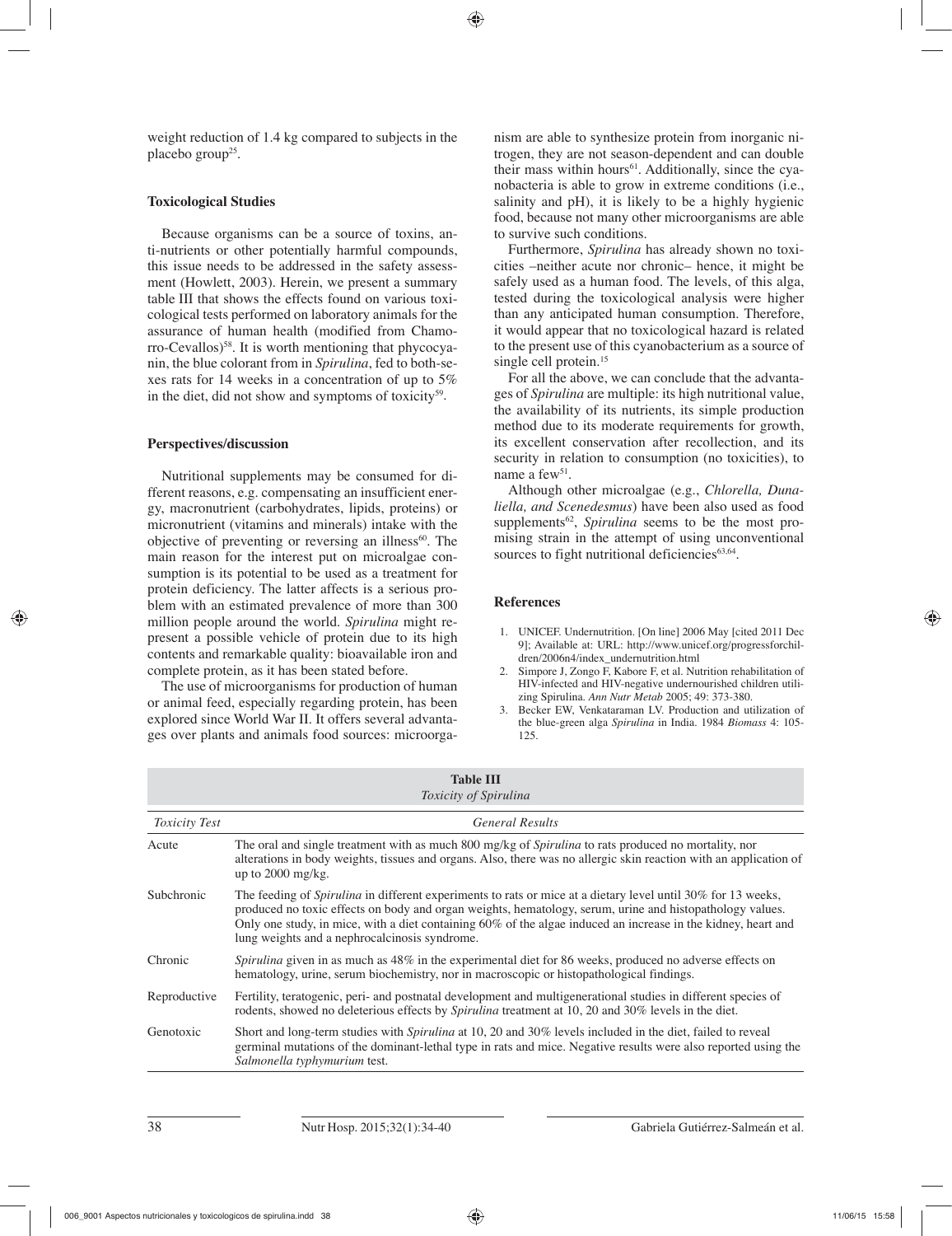weight reduction of 1.4 kg compared to subjects in the placebo group[25].

### Toxicological Studies

Because organisms can be a source of toxins, anti-nutrients or other potentially harmful compounds, this issue needs to be addressed in the safety assessment (Howlett, 2003). Herein, we present a summary table III that shows the effects found on various toxicological tests performed on laboratory animals for the assurance of human health (modified from Chamorro-Cevallos)[58]. It is worth mentioning that phycocyanin, the blue colorant from in *Spirulina*, fed to both-sexes rats for 14 weeks in a concentration of up to 5% in the diet, did not show and symptoms of toxicity[59].

### Perspectives/discussion

Nutritional supplements may be consumed for different reasons, e.g. compensating an insufficient energy, macronutrient (carbohydrates, lipids, proteins) or micronutrient (vitamins and minerals) intake with the objective of preventing or reversing an illness[60]. The main reason for the interest put on microalgae consumption is its potential to be used as a treatment for protein deficiency. The latter affects is a serious problem with an estimated prevalence of more than 300 million people around the world. *Spirulina* might represent a possible vehicle of protein due to its high contents and remarkable quality: bioavailable iron and complete protein, as it has been stated before.

The use of microorganisms for production of human or animal feed, especially regarding protein, has been explored since World War II. It offers several advantages over plants and animals food sources: microorganism are able to synthesize protein from inorganic nitrogen, they are not season-dependent and can double their mass within hours[61]. Additionally, since the cyanobacteria is able to grow in extreme conditions (i.e., salinity and pH), it is likely to be a highly hygienic food, because not many other microorganisms are able to survive such conditions.

Furthermore, *Spirulina* has already shown no toxicities –neither acute nor chronic– hence, it might be safely used as a human food. The levels, of this alga, tested during the toxicological analysis were higher than any anticipated human consumption. Therefore, it would appear that no toxicological hazard is related to the present use of this cyanobacterium as a source of single cell protein.[15]

For all the above, we can conclude that the advantages of *Spirulina* are multiple: its high nutritional value, the availability of its nutrients, its simple production method due to its moderate requirements for growth, its excellent conservation after recollection, and its security in relation to consumption (no toxicities), to name a few[51].

Although other microalgae (e.g., *Chlorella, Dunaliella, and Scenedesmus*) have been also used as food supplements[62], *Spirulina* seems to be the most promising strain in the attempt of using unconventional sources to fight nutritional deficiencies[63,64].

### References

1. UNICEF. Undernutrition. [On line] 2006 May [cited 2011 Dec 9]; Available at: URL: http://www.unicef.org/progressforchildren/2006n4/index_undernutrition.html
2. Simpore J, Zongo F, Kabore F, et al. Nutrition rehabilitation of HIV-infected and HIV-negative undernourished children utilizing Spirulina. *Ann Nutr Metab* 2005; 49: 373-380.
3. Becker EW, Venkataraman LV. Production and utilization of the blue-green alga *Spirulina* in India. 1984 *Biomass* 4: 105-125.

**Table III**
*Toxicity of Spirulina*

| *Toxicity Test* | *General Results* |
|---|---|
| Acute | The oral and single treatment with as much 800 mg/kg of *Spirulina* to rats produced no mortality, nor alterations in body weights, tissues and organs. Also, there was no allergic skin reaction with an application of up to 2000 mg/kg. |
| Subchronic | The feeding of *Spirulina* in different experiments to rats or mice at a dietary level until 30% for 13 weeks, produced no toxic effects on body and organ weights, hematology, serum, urine and histopathology values. Only one study, in mice, with a diet containing 60% of the algae induced an increase in the kidney, heart and lung weights and a nephrocalcinosis syndrome. |
| Chronic | *Spirulina* given in as much as 48% in the experimental diet for 86 weeks, produced no adverse effects on hematology, urine, serum biochemistry, nor in macroscopic or histopathological findings. |
| Reproductive | Fertility, teratogenic, peri- and postnatal development and multigenerational studies in different species of rodents, showed no deleterious effects by *Spirulina* treatment at 10, 20 and 30% levels in the diet. |
| Genotoxic | Short and long-term studies with *Spirulina* at 10, 20 and 30% levels included in the diet, failed to reveal germinal mutations of the dominant-lethal type in rats and mice. Negative results were also reported using the *Salmonella typhymurium* test. |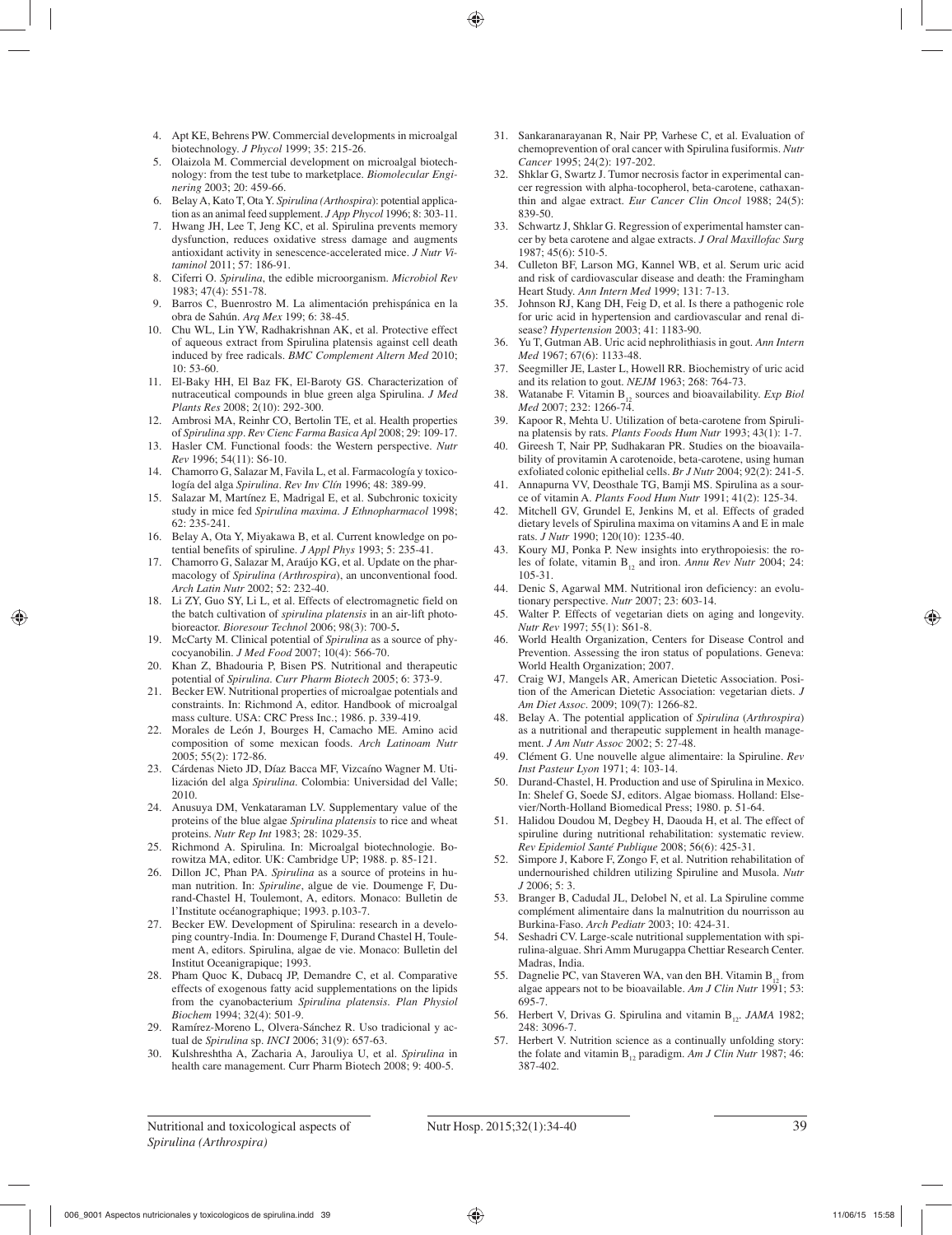4. Apt KE, Behrens PW. Commercial developments in microalgal biotechnology. *J Phycol* 1999; 35: 215-26.
5. Olaizola M. Commercial development on microalgal biotechnology: from the test tube to marketplace. *Biomolecular Engineering* 2003; 20: 459-66.
6. Belay A, Kato T, Ota Y. *Spirulina (Arthospira)*: potential application as an animal feed supplement. *J App Phycol* 1996; 8: 303-11.
7. Hwang JH, Lee T, Jeng KC, et al. Spirulina prevents memory dysfunction, reduces oxidative stress damage and augments antioxidant activity in senescence-accelerated mice. *J Nutr Vitaminol* 2011; 57: 186-91.
8. Ciferri O. *Spirulina*, the edible microorganism. *Microbiol Rev* 1983; 47(4): 551-78.
9. Barros C, Buenrostro M. La alimentación prehispánica en la obra de Sahún. *Arq Mex* 199; 6: 38-45.
10. Chu WL, Lin YW, Radhakrishnan AK, et al. Protective effect of aqueous extract from Spirulina platensis against cell death induced by free radicals. *BMC Complement Altern Med* 2010; 10: 53-60.
11. El-Baky HH, El Baz FK, El-Baroty GS. Characterization of nutraceutical compounds in blue green alga Spirulina. *J Med Plants Res* 2008; 2(10): 292-300.
12. Ambrosi MA, Reinhr CO, Bertolin TE, et al. Health properties of *Spirulina spp*. *Rev Cienc Farma Basica Apl* 2008; 29: 109-17.
13. Hasler CM. Functional foods: the Western perspective. *Nutr Rev* 1996; 54(11): S6-10.
14. Chamorro G, Salazar M, Favila L, et al. Farmacología y toxicología del alga *Spirulina*. *Rev Inv Clín* 1996; 48: 389-99.
15. Salazar M, Martínez E, Madrigal E, et al. Subchronic toxicity study in mice fed *Spirulina maxima*. *J Ethnopharmacol* 1998; 62: 235-241.
16. Belay A, Ota Y, Miyakawa B, et al. Current knowledge on potential benefits of spiruline. *J Appl Phys* 1993; 5: 235-41.
17. Chamorro G, Salazar M, Araújo KG, et al. Update on the pharmacology of *Spirulina (Arthrospira*), an unconventional food. *Arch Latin Nutr* 2002; 52: 232-40.
18. Li ZY, Guo SY, Li L, et al. Effects of electromagnetic field on the batch cultivation of *spirulina platensis* in an air-lift photobioreactor. *Bioresour Technol* 2006; 98(3): 700-5**.**
19. McCarty M. Clinical potential of *Spirulina* as a source of phycocyanobilin. *J Med Food* 2007; 10(4): 566-70.
20. Khan Z, Bhadouria P, Bisen PS. Nutritional and therapeutic potential of *Spirulina*. *Curr Pharm Biotech* 2005; 6: 373-9.
21. Becker EW. Nutritional properties of microalgae potentials and constraints. In: Richmond A, editor. Handbook of microalgal mass culture. USA: CRC Press Inc.; 1986. p. 339-419.
22. Morales de León J, Bourges H, Camacho ME. Amino acid composition of some mexican foods. *Arch Latinoam Nutr* 2005; 55(2): 172-86.
23. Cárdenas Nieto JD, Díaz Bacca MF, Vizcaíno Wagner M. Utilización del alga *Spirulina*. Colombia: Universidad del Valle; 2010.
24. Anusuya DM, Venkataraman LV. Supplementary value of the proteins of the blue algae *Spirulina platensis* to rice and wheat proteins. *Nutr Rep Int* 1983; 28: 1029-35.
25. Richmond A. Spirulina. In: Microalgal biotechnologie. Borowitza MA, editor. UK: Cambridge UP; 1988. p. 85-121.
26. Dillon JC, Phan PA. *Spirulina* as a source of proteins in human nutrition. In: *Spiruline*, algue de vie. Doumenge F, Durand-Chastel H, Toulemont, A, editors. Monaco: Bulletin de l'Institute océanographique; 1993. p.103-7.
27. Becker EW. Development of Spirulina: research in a developing country-India. In: Doumenge F, Durand Chastel H, Toulement A, editors. Spirulina, algae de vie. Monaco: Bulletin del Institut Oceanigrapique; 1993.
28. Pham Quoc K, Dubacq JP, Demandre C, et al. Comparative effects of exogenous fatty acid supplementations on the lipids from the cyanobacterium *Spirulina platensis*. *Plan Physiol Biochem* 1994; 32(4): 501-9.
29. Ramírez-Moreno L, Olvera-Sánchez R. Uso tradicional y actual de *Spirulina* sp. *INCI* 2006; 31(9): 657-63.
30. Kulshreshtha A, Zacharia A, Jarouliya U, et al. *Spirulina* in health care management. Curr Pharm Biotech 2008; 9: 400-5.
31. Sankaranarayanan R, Nair PP, Varhese C, et al. Evaluation of chemoprevention of oral cancer with Spirulina fusiformis. *Nutr Cancer* 1995; 24(2): 197-202.
32. Shklar G, Swartz J. Tumor necrosis factor in experimental cancer regression with alpha-tocopherol, beta-carotene, cathaxanthin and algae extract. *Eur Cancer Clin Oncol* 1988; 24(5): 839-50.
33. Schwartz J, Shklar G. Regression of experimental hamster cancer by beta carotene and algae extracts. *J Oral Maxillofac Surg* 1987; 45(6): 510-5.
34. Culleton BF, Larson MG, Kannel WB, et al. Serum uric acid and risk of cardiovascular disease and death: the Framingham Heart Study. *Ann Intern Med* 1999; 131: 7-13.
35. Johnson RJ, Kang DH, Feig D, et al. Is there a pathogenic role for uric acid in hypertension and cardiovascular and renal disease? *Hypertension* 2003; 41: 1183-90.
36. Yu T, Gutman AB. Uric acid nephrolithiasis in gout. *Ann Intern Med* 1967; 67(6): 1133-48.
37. Seegmiller JE, Laster L, Howell RR. Biochemistry of uric acid and its relation to gout. *NEJM* 1963; 268: 764-73.
38. Watanabe F. Vitamin $B_{12}$ sources and bioavailability. *Exp Biol Med* 2007; 232: 1266-74.
39. Kapoor R, Mehta U. Utilization of beta-carotene from Spirulina platensis by rats. *Plants Foods Hum Nutr* 1993; 43(1): 1-7.
40. Gireesh T, Nair PP, Sudhakaran PR. Studies on the bioavailability of provitamin A carotenoide, beta-carotene, using human exfoliated colonic epithelial cells. *Br J Nutr* 2004; 92(2): 241-5.
41. Annapurna VV, Deosthale TG, Bamji MS. Spirulina as a source of vitamin A. *Plants Food Hum Nutr* 1991; 41(2): 125-34.
42. Mitchell GV, Grundel E, Jenkins M, et al. Effects of graded dietary levels of Spirulina maxima on vitamins A and E in male rats. *J Nutr* 1990; 120(10): 1235-40.
43. Koury MJ, Ponka P. New insights into erythropoiesis: the roles of folate, vitamin $B_{12}$ and iron. *Annu Rev Nutr* 2004; 24: 105-31.
44. Denic S, Agarwal MM. Nutritional iron deficiency: an evolutionary perspective. *Nutr* 2007; 23: 603-14.
45. Walter P. Effects of vegetarian diets on aging and longevity. *Nutr Rev* 1997; 55(1): S61-8.
46. World Health Organization, Centers for Disease Control and Prevention. Assessing the iron status of populations. Geneva: World Health Organization; 2007.
47. Craig WJ, Mangels AR, American Dietetic Association. Position of the American Dietetic Association: vegetarian diets. *J Am Diet Assoc*. 2009; 109(7): 1266-82.
48. Belay A. The potential application of *Spirulina* (*Arthrospira*) as a nutritional and therapeutic supplement in health management. *J Am Nutr Assoc* 2002; 5: 27-48.
49. Clément G. Une nouvelle algue alimentaire: la Spiruline. *Rev Inst Pasteur Lyon* 1971; 4: 103-14.
50. Durand-Chastel, H. Production and use of Spirulina in Mexico. In: Shelef G, Soede SJ, editors. Algae biomass. Holland: Elsevier/North-Holland Biomedical Press; 1980. p. 51-64.
51. Halidou Doudou M, Degbey H, Daouda H, et al. The effect of spiruline during nutritional rehabilitation: systematic review. *Rev Epidemiol Santé Publique* 2008; 56(6): 425-31.
52. Simpore J, Kabore F, Zongo F, et al. Nutrition rehabilitation of undernourished children utilizing Spiruline and Musola. *Nutr J* 2006; 5: 3.
53. Branger B, Cadudal JL, Delobel N, et al. La Spiruline comme complément alimentaire dans la malnutrition du nourrisson au Burkina-Faso. *Arch Pediatr* 2003; 10: 424-31.
54. Seshadri CV. Large-scale nutritional supplementation with spirulina-alguae. Shri Amm Murugappa Chettiar Research Center. Madras, India.
55. Dagnelie PC, van Staveren WA, van den BH. Vitamin $B_{12}$ from algae appears not to be bioavailable. *Am J Clin Nutr* 1991; 53: 695-7.
56. Herbert V, Drivas G. Spirulina and vitamin $B_{12}$. *JAMA* 1982; 248: 3096-7.
57. Herbert V. Nutrition science as a continually unfolding story: the folate and vitamin $B_{12}$ paradigm. *Am J Clin Nutr* 1987; 46: 387-402.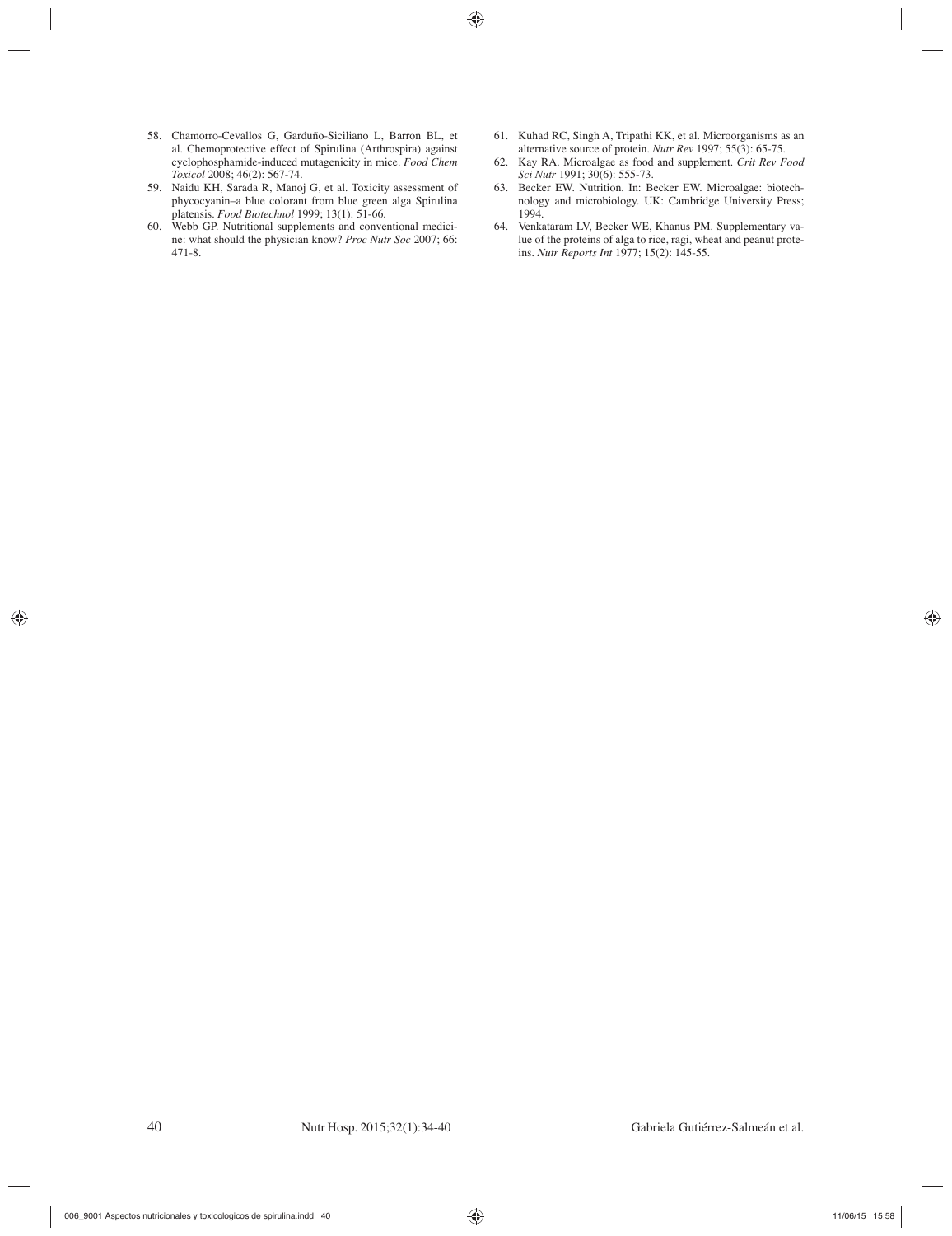58. Chamorro-Cevallos G, Garduño-Siciliano L, Barron BL, et al. Chemoprotective effect of Spirulina (Arthrospira) against cyclophosphamide-induced mutagenicity in mice. *Food Chem Toxicol* 2008; 46(2): 567-74.
59. Naidu KH, Sarada R, Manoj G, et al. Toxicity assessment of phycocyanin–a blue colorant from blue green alga Spirulina platensis. *Food Biotechnol* 1999; 13(1): 51-66.
60. Webb GP. Nutritional supplements and conventional medicine: what should the physician know? *Proc Nutr Soc* 2007; 66: 471-8.
61. Kuhad RC, Singh A, Tripathi KK, et al. Microorganisms as an alternative source of protein. *Nutr Rev* 1997; 55(3): 65-75.
62. Kay RA. Microalgae as food and supplement. *Crit Rev Food Sci Nutr* 1991; 30(6): 555-73.
63. Becker EW. Nutrition. In: Becker EW. Microalgae: biotechnology and microbiology. UK: Cambridge University Press; 1994.
64. Venkataram LV, Becker WE, Khanus PM. Supplementary value of the proteins of alga to rice, ragi, wheat and peanut proteins. *Nutr Reports Int* 1977; 15(2): 145-55.